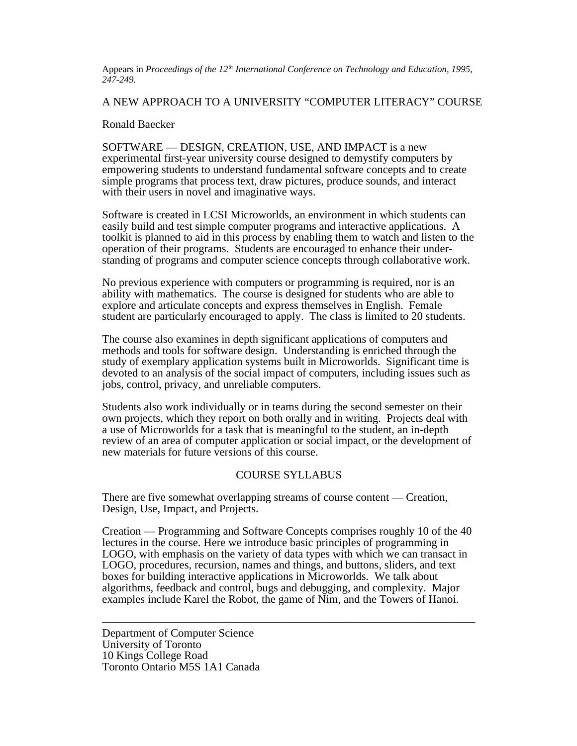Appears in *Proceedings of the 12th International Conference on Technology and Education, 1995, 247-249.*

# A NEW APPROACH TO A UNIVERSITY "COMPUTER LITERACY" COURSE

Ronald Baecker

SOFTWARE — DESIGN, CREATION, USE, AND IMPACT is a new experimental first-year university course designed to demystify computers by empowering students to understand fundamental software concepts and to create simple programs that process text, draw pictures, produce sounds, and interact with their users in novel and imaginative ways.

Software is created in LCSI Microworlds, an environment in which students can easily build and test simple computer programs and interactive applications. A toolkit is planned to aid in this process by enabling them to watch and listen to the operation of their programs. Students are encouraged to enhance their understanding of programs and computer science concepts through collaborative work.

No previous experience with computers or programming is required, nor is an ability with mathematics. The course is designed for students who are able to explore and articulate concepts and express themselves in English. Female student are particularly encouraged to apply. The class is limited to 20 students.

The course also examines in depth significant applications of computers and methods and tools for software design. Understanding is enriched through the study of exemplary application systems built in Microworlds. Significant time is devoted to an analysis of the social impact of computers, including issues such as jobs, control, privacy, and unreliable computers.

Students also work individually or in teams during the second semester on their own projects, which they report on both orally and in writing. Projects deal with a use of Microworlds for a task that is meaningful to the student, an in-depth review of an area of computer application or social impact, or the development of new materials for future versions of this course.

## COURSE SYLLABUS

There are five somewhat overlapping streams of course content — Creation, Design, Use, Impact, and Projects.

Creation — Programming and Software Concepts comprises roughly 10 of the 40 lectures in the course. Here we introduce basic principles of programming in LOGO, with emphasis on the variety of data types with which we can transact in LOGO, procedures, recursion, names and things, and buttons, sliders, and text boxes for building interactive applications in Microworlds. We talk about algorithms, feedback and control, bugs and debugging, and complexity. Major examples include Karel the Robot, the game of Nim, and the Towers of Hanoi.

---

Department of Computer Science
University of Toronto
10 Kings College Road
Toronto Ontario M5S 1A1 Canada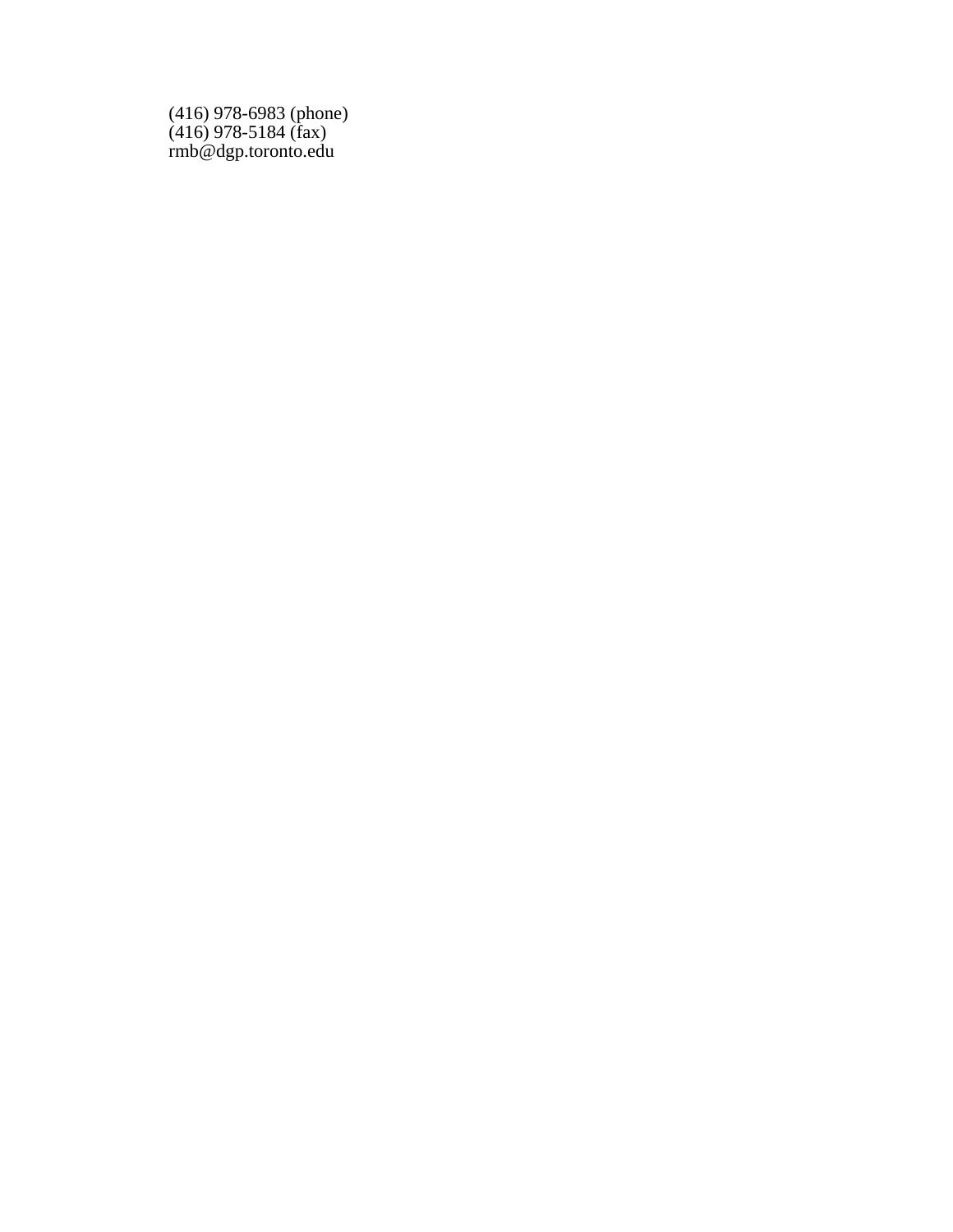(416) 978-6983 (phone)
(416) 978-5184 (fax)
rmb@dgp.toronto.edu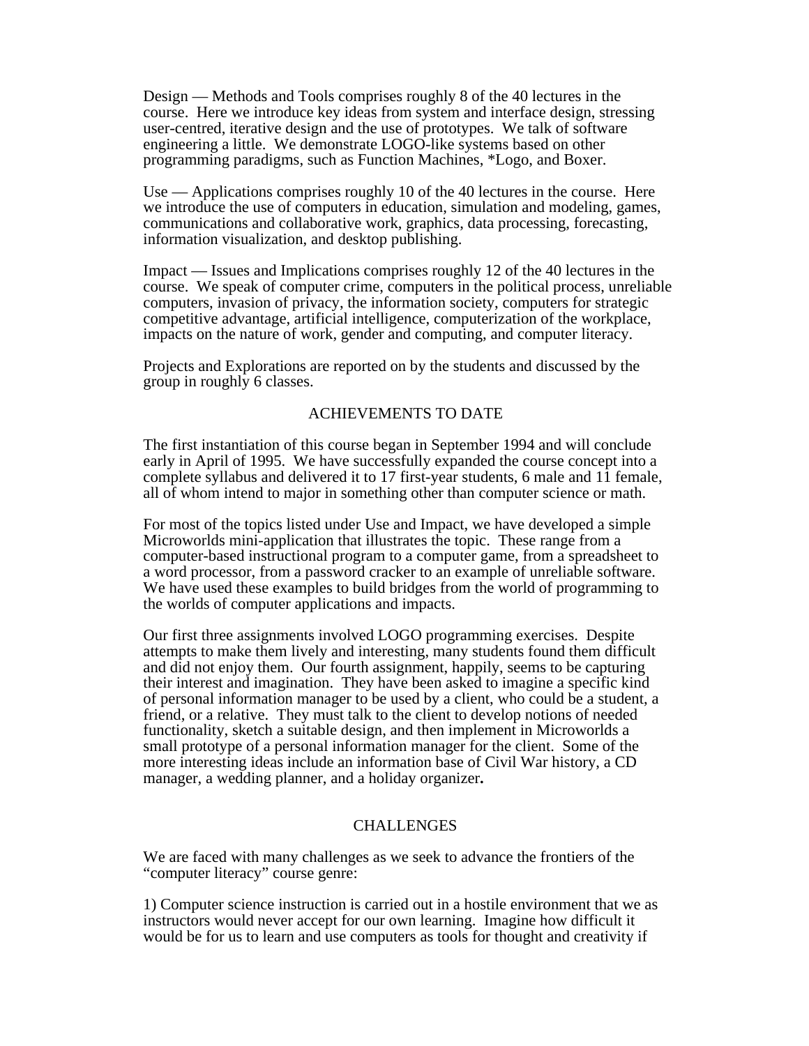Design — Methods and Tools comprises roughly 8 of the 40 lectures in the course. Here we introduce key ideas from system and interface design, stressing user-centred, iterative design and the use of prototypes. We talk of software engineering a little. We demonstrate LOGO-like systems based on other programming paradigms, such as Function Machines, *Logo, and Boxer.

Use — Applications comprises roughly 10 of the 40 lectures in the course. Here we introduce the use of computers in education, simulation and modeling, games, communications and collaborative work, graphics, data processing, forecasting, information visualization, and desktop publishing.

Impact — Issues and Implications comprises roughly 12 of the 40 lectures in the course. We speak of computer crime, computers in the political process, unreliable computers, invasion of privacy, the information society, computers for strategic competitive advantage, artificial intelligence, computerization of the workplace, impacts on the nature of work, gender and computing, and computer literacy.

Projects and Explorations are reported on by the students and discussed by the group in roughly 6 classes.

## ACHIEVEMENTS TO DATE

The first instantiation of this course began in September 1994 and will conclude early in April of 1995. We have successfully expanded the course concept into a complete syllabus and delivered it to 17 first-year students, 6 male and 11 female, all of whom intend to major in something other than computer science or math.

For most of the topics listed under Use and Impact, we have developed a simple Microworlds mini-application that illustrates the topic. These range from a computer-based instructional program to a computer game, from a spreadsheet to a word processor, from a password cracker to an example of unreliable software. We have used these examples to build bridges from the world of programming to the worlds of computer applications and impacts.

Our first three assignments involved LOGO programming exercises. Despite attempts to make them lively and interesting, many students found them difficult and did not enjoy them. Our fourth assignment, happily, seems to be capturing their interest and imagination. They have been asked to imagine a specific kind of personal information manager to be used by a client, who could be a student, a friend, or a relative. They must talk to the client to develop notions of needed functionality, sketch a suitable design, and then implement in Microworlds a small prototype of a personal information manager for the client. Some of the more interesting ideas include an information base of Civil War history, a CD manager, a wedding planner, and a holiday organizer.

## CHALLENGES

We are faced with many challenges as we seek to advance the frontiers of the "computer literacy" course genre:

1) Computer science instruction is carried out in a hostile environment that we as instructors would never accept for our own learning. Imagine how difficult it would be for us to learn and use computers as tools for thought and creativity if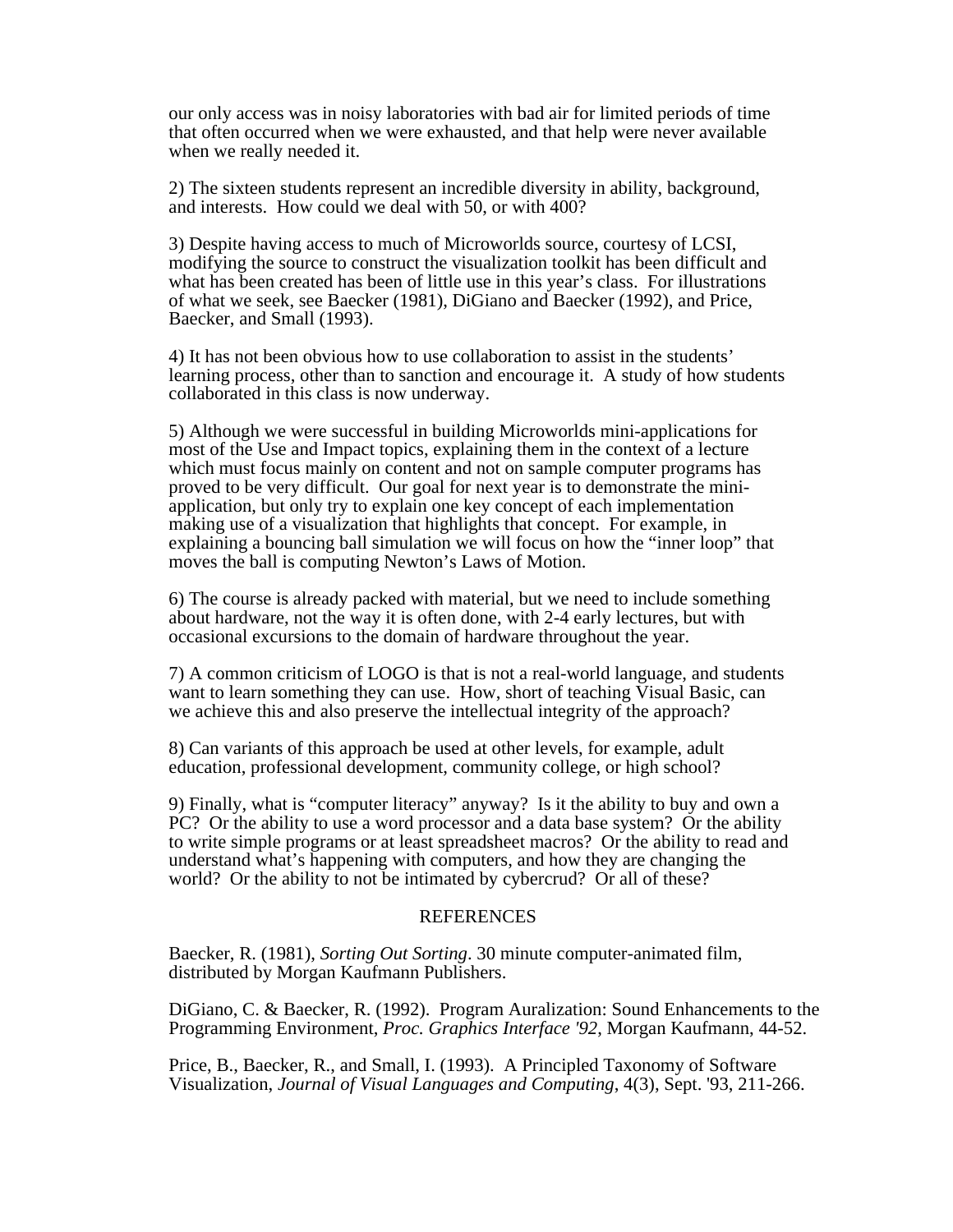our only access was in noisy laboratories with bad air for limited periods of time that often occurred when we were exhausted, and that help were never available when we really needed it.

2) The sixteen students represent an incredible diversity in ability, background, and interests. How could we deal with 50, or with 400?

3) Despite having access to much of Microworlds source, courtesy of LCSI, modifying the source to construct the visualization toolkit has been difficult and what has been created has been of little use in this year's class. For illustrations of what we seek, see Baecker (1981), DiGiano and Baecker (1992), and Price, Baecker, and Small (1993).

4) It has not been obvious how to use collaboration to assist in the students' learning process, other than to sanction and encourage it. A study of how students collaborated in this class is now underway.

5) Although we were successful in building Microworlds mini-applications for most of the Use and Impact topics, explaining them in the context of a lecture which must focus mainly on content and not on sample computer programs has proved to be very difficult. Our goal for next year is to demonstrate the mini-application, but only try to explain one key concept of each implementation making use of a visualization that highlights that concept. For example, in explaining a bouncing ball simulation we will focus on how the "inner loop" that moves the ball is computing Newton's Laws of Motion.

6) The course is already packed with material, but we need to include something about hardware, not the way it is often done, with 2-4 early lectures, but with occasional excursions to the domain of hardware throughout the year.

7) A common criticism of LOGO is that is not a real-world language, and students want to learn something they can use. How, short of teaching Visual Basic, can we achieve this and also preserve the intellectual integrity of the approach?

8) Can variants of this approach be used at other levels, for example, adult education, professional development, community college, or high school?

9) Finally, what is "computer literacy" anyway? Is it the ability to buy and own a PC? Or the ability to use a word processor and a data base system? Or the ability to write simple programs or at least spreadsheet macros? Or the ability to read and understand what's happening with computers, and how they are changing the world? Or the ability to not be intimated by cybercrud? Or all of these?

## REFERENCES

Baecker, R. (1981), *Sorting Out Sorting*. 30 minute computer-animated film, distributed by Morgan Kaufmann Publishers.

DiGiano, C. & Baecker, R. (1992). Program Auralization: Sound Enhancements to the Programming Environment, *Proc. Graphics Interface '92*, Morgan Kaufmann, 44-52.

Price, B., Baecker, R., and Small, I. (1993). A Principled Taxonomy of Software Visualization, *Journal of Visual Languages and Computing*, 4(3), Sept. '93, 211-266.